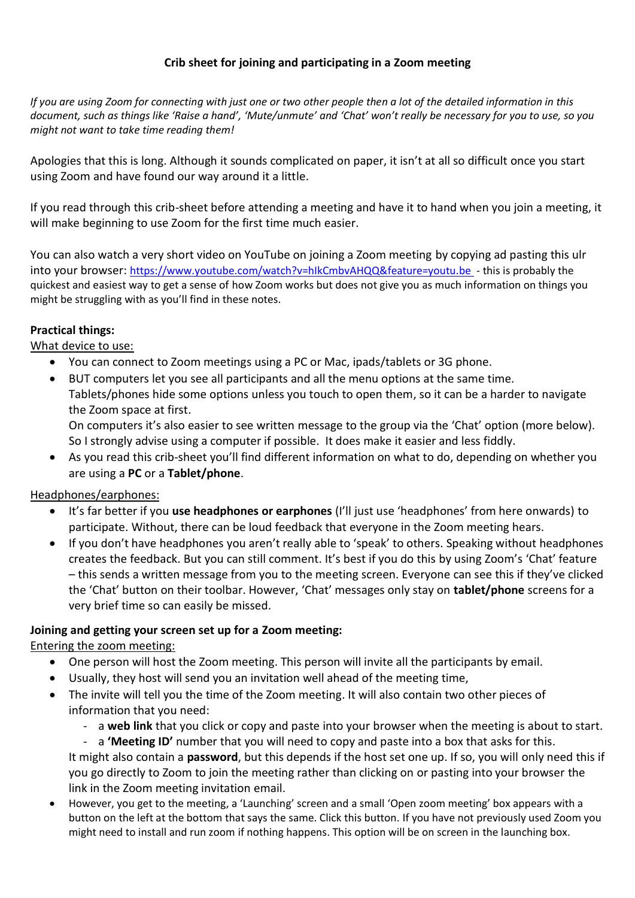**Crib sheet for joining and participating in a Zoom meeting**

*If you are using Zoom for connecting with just one or two other people then a lot of the detailed information in this document, such as things like 'Raise a hand', 'Mute/unmute' and 'Chat' won't really be necessary for you to use, so you might not want to take time reading them!*

Apologies that this is long. Although it sounds complicated on paper, it isn't at all so difficult once you start using Zoom and have found our way around it a little.

If you read through this crib-sheet before attending a meeting and have it to hand when you join a meeting, it will make beginning to use Zoom for the first time much easier.

You can also watch a very short video on YouTube on joining a Zoom meeting by copying ad pasting this ulr into your browser: https://www.youtube.com/watch?v=hIkCmbvAHQQ&feature=youtu.be - this is probably the quickest and easiest way to get a sense of how Zoom works but does not give you as much information on things you might be struggling with as you'll find in these notes.

**Practical things:**

What device to use:

- You can connect to Zoom meetings using a PC or Mac, ipads/tablets or 3G phone.
- BUT computers let you see all participants and all the menu options at the same time. Tablets/phones hide some options unless you touch to open them, so it can be a harder to navigate the Zoom space at first.
  On computers it's also easier to see written message to the group via the 'Chat' option (more below). So I strongly advise using a computer if possible. It does make it easier and less fiddly.
- As you read this crib-sheet you'll find different information on what to do, depending on whether you are using a **PC** or a **Tablet/phone**.

Headphones/earphones:

- It's far better if you **use headphones or earphones** (I'll just use 'headphones' from here onwards) to participate. Without, there can be loud feedback that everyone in the Zoom meeting hears.
- If you don't have headphones you aren't really able to 'speak' to others. Speaking without headphones creates the feedback. But you can still comment. It's best if you do this by using Zoom's 'Chat' feature – this sends a written message from you to the meeting screen. Everyone can see this if they've clicked the 'Chat' button on their toolbar. However, 'Chat' messages only stay on **tablet/phone** screens for a very brief time so can easily be missed.

**Joining and getting your screen set up for a Zoom meeting:**

Entering the zoom meeting:

- One person will host the Zoom meeting. This person will invite all the participants by email.
- Usually, they host will send you an invitation well ahead of the meeting time,
- The invite will tell you the time of the Zoom meeting. It will also contain two other pieces of information that you need:
  - a **web link** that you click or copy and paste into your browser when the meeting is about to start.
  - a **'Meeting ID'** number that you will need to copy and paste into a box that asks for this.

  It might also contain a **password**, but this depends if the host set one up. If so, you will only need this if you go directly to Zoom to join the meeting rather than clicking on or pasting into your browser the link in the Zoom meeting invitation email.
- However, you get to the meeting, a 'Launching' screen and a small 'Open zoom meeting' box appears with a button on the left at the bottom that says the same. Click this button. If you have not previously used Zoom you might need to install and run zoom if nothing happens. This option will be on screen in the launching box.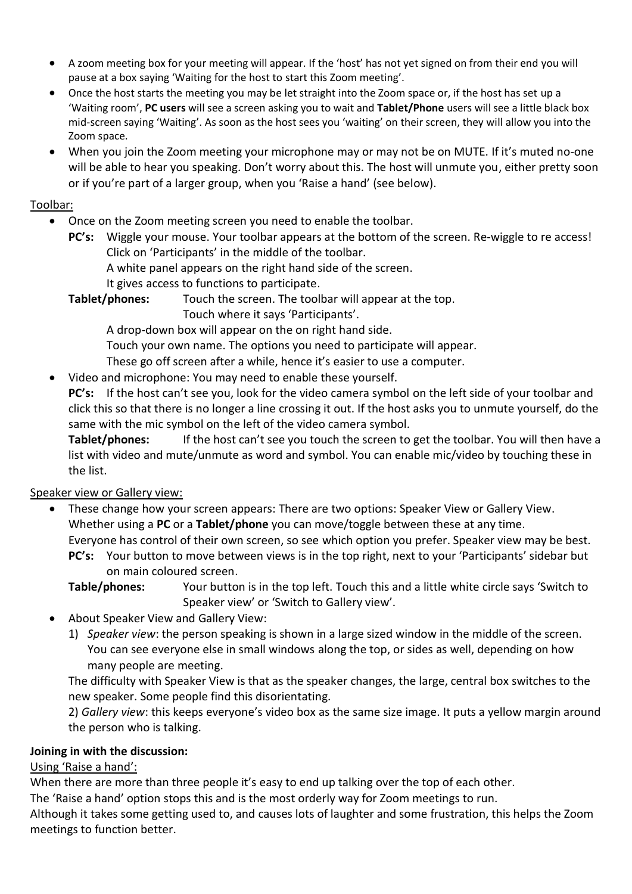- A zoom meeting box for your meeting will appear. If the 'host' has not yet signed on from their end you will pause at a box saying 'Waiting for the host to start this Zoom meeting'.
- Once the host starts the meeting you may be let straight into the Zoom space or, if the host has set up a 'Waiting room', **PC users** will see a screen asking you to wait and **Tablet/Phone** users will see a little black box mid-screen saying 'Waiting'. As soon as the host sees you 'waiting' on their screen, they will allow you into the Zoom space.
- When you join the Zoom meeting your microphone may or may not be on MUTE. If it's muted no-one will be able to hear you speaking. Don't worry about this. The host will unmute you, either pretty soon or if you're part of a larger group, when you 'Raise a hand' (see below).

Toolbar:

- Once on the Zoom meeting screen you need to enable the toolbar.

  **PC's:** Wiggle your mouse. Your toolbar appears at the bottom of the screen. Re-wiggle to re access!
  Click on 'Participants' in the middle of the toolbar.
  A white panel appears on the right hand side of the screen.
  It gives access to functions to participate.

  **Tablet/phones:** Touch the screen. The toolbar will appear at the top.
  Touch where it says 'Participants'.
  A drop-down box will appear on the on right hand side.
  Touch your own name. The options you need to participate will appear.
  These go off screen after a while, hence it's easier to use a computer.

- Video and microphone: You may need to enable these yourself.

  **PC's:** If the host can't see you, look for the video camera symbol on the left side of your toolbar and click this so that there is no longer a line crossing it out. If the host asks you to unmute yourself, do the same with the mic symbol on the left of the video camera symbol.

  **Tablet/phones:** If the host can't see you touch the screen to get the toolbar. You will then have a list with video and mute/unmute as word and symbol. You can enable mic/video by touching these in the list.

Speaker view or Gallery view:

- These change how your screen appears: There are two options: Speaker View or Gallery View. Whether using a **PC** or a **Tablet/phone** you can move/toggle between these at any time.
  Everyone has control of their own screen, so see which option you prefer. Speaker view may be best.

  **PC's:** Your button to move between views is in the top right, next to your 'Participants' sidebar but on main coloured screen.

  **Table/phones:** Your button is in the top left. Touch this and a little white circle says 'Switch to Speaker view' or 'Switch to Gallery view'.

- About Speaker View and Gallery View:
  1) *Speaker view*: the person speaking is shown in a large sized window in the middle of the screen. You can see everyone else in small windows along the top, or sides as well, depending on how many people are meeting.

  The difficulty with Speaker View is that as the speaker changes, the large, central box switches to the new speaker. Some people find this disorientating.

  2) *Gallery view*: this keeps everyone's video box as the same size image. It puts a yellow margin around the person who is talking.

**Joining in with the discussion:**

Using 'Raise a hand':

When there are more than three people it's easy to end up talking over the top of each other.
The 'Raise a hand' option stops this and is the most orderly way for Zoom meetings to run.
Although it takes some getting used to, and causes lots of laughter and some frustration, this helps the Zoom meetings to function better.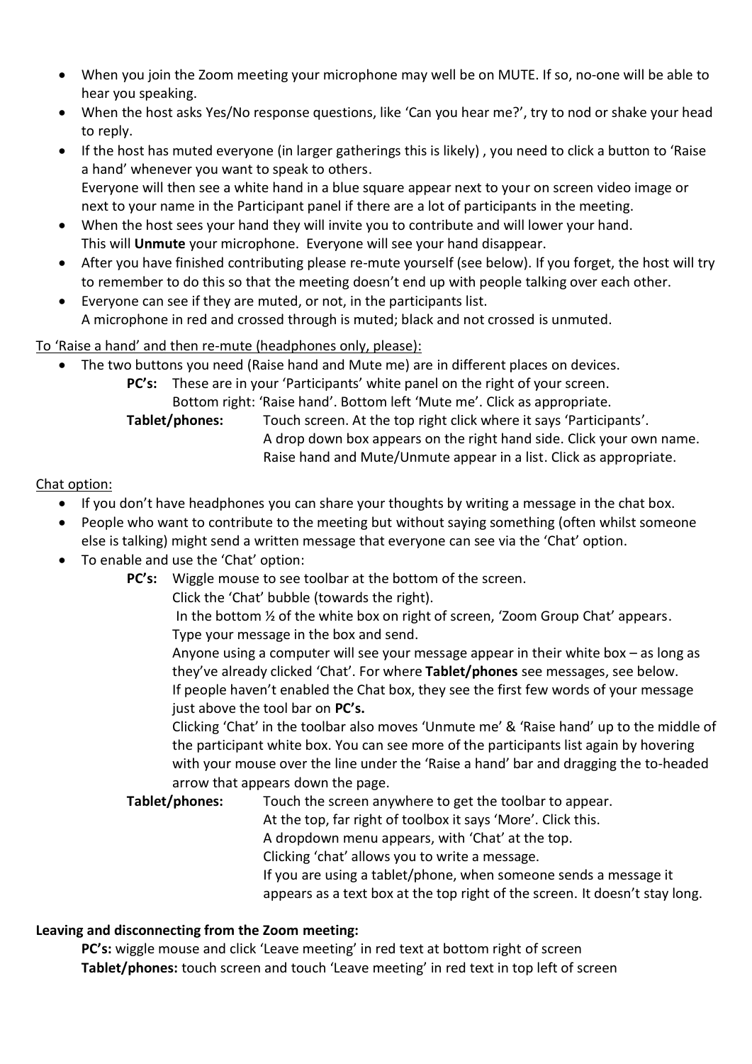- When you join the Zoom meeting your microphone may well be on MUTE. If so, no-one will be able to hear you speaking.
- When the host asks Yes/No response questions, like 'Can you hear me?', try to nod or shake your head to reply.
- If the host has muted everyone (in larger gatherings this is likely) , you need to click a button to 'Raise a hand' whenever you want to speak to others.
  Everyone will then see a white hand in a blue square appear next to your on screen video image or next to your name in the Participant panel if there are a lot of participants in the meeting.
- When the host sees your hand they will invite you to contribute and will lower your hand.
  This will **Unmute** your microphone. Everyone will see your hand disappear.
- After you have finished contributing please re-mute yourself (see below). If you forget, the host will try to remember to do this so that the meeting doesn't end up with people talking over each other.
- Everyone can see if they are muted, or not, in the participants list.
  A microphone in red and crossed through is muted; black and not crossed is unmuted.

<u>To 'Raise a hand' and then re-mute (headphones only, please):</u>

- The two buttons you need (Raise hand and Mute me) are in different places on devices.

  **PC's:** These are in your 'Participants' white panel on the right of your screen.
  Bottom right: 'Raise hand'. Bottom left 'Mute me'. Click as appropriate.

  **Tablet/phones:** Touch screen. At the top right click where it says 'Participants'.
  A drop down box appears on the right hand side. Click your own name.
  Raise hand and Mute/Unmute appear in a list. Click as appropriate.

<u>Chat option:</u>

- If you don't have headphones you can share your thoughts by writing a message in the chat box.
- People who want to contribute to the meeting but without saying something (often whilst someone else is talking) might send a written message that everyone can see via the 'Chat' option.
- To enable and use the 'Chat' option:

  **PC's:** Wiggle mouse to see toolbar at the bottom of the screen.
  Click the 'Chat' bubble (towards the right).
  In the bottom ½ of the white box on right of screen, 'Zoom Group Chat' appears.
  Type your message in the box and send.
  Anyone using a computer will see your message appear in their white box – as long as they've already clicked 'Chat'. For where **Tablet/phones** see messages, see below.
  If people haven't enabled the Chat box, they see the first few words of your message just above the tool bar on **PC's.**
  Clicking 'Chat' in the toolbar also moves 'Unmute me' & 'Raise hand' up to the middle of the participant white box. You can see more of the participants list again by hovering with your mouse over the line under the 'Raise a hand' bar and dragging the to-headed arrow that appears down the page.

  **Tablet/phones:** Touch the screen anywhere to get the toolbar to appear.
  At the top, far right of toolbox it says 'More'. Click this.
  A dropdown menu appears, with 'Chat' at the top.
  Clicking 'chat' allows you to write a message.
  If you are using a tablet/phone, when someone sends a message it appears as a text box at the top right of the screen. It doesn't stay long.

**Leaving and disconnecting from the Zoom meeting:**

**PC's:** wiggle mouse and click 'Leave meeting' in red text at bottom right of screen
**Tablet/phones:** touch screen and touch 'Leave meeting' in red text in top left of screen